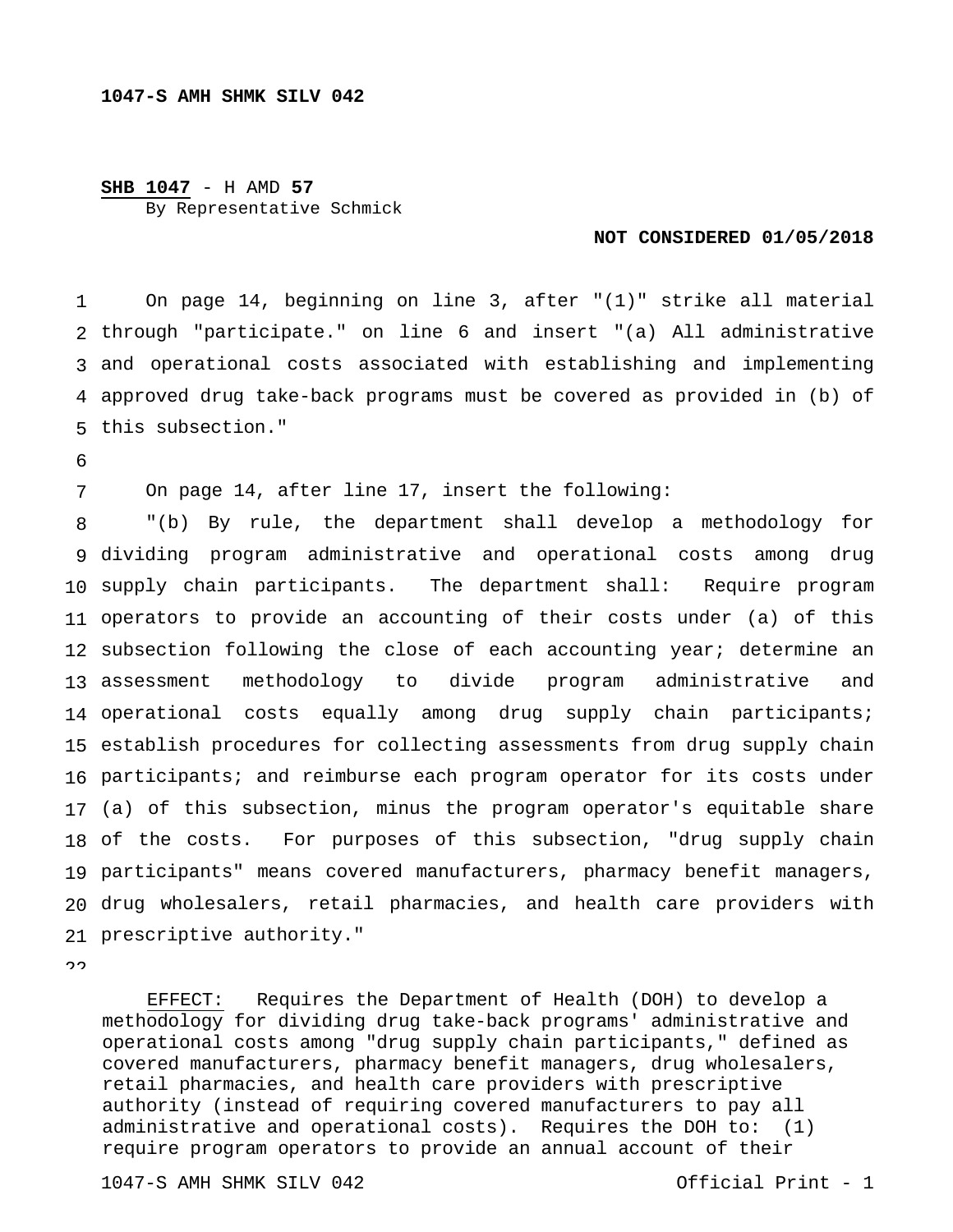**1047-S AMH SHMK SILV 042**

**SHB 1047** - H AMD **57**
By Representative Schmick

**NOT CONSIDERED 01/05/2018**

On page 14, beginning on line 3, after "(1)" strike all material through "participate." on line 6 and insert "(a) All administrative and operational costs associated with establishing and implementing approved drug take-back programs must be covered as provided in (b) of this subsection."

On page 14, after line 17, insert the following:

"(b) By rule, the department shall develop a methodology for dividing program administrative and operational costs among drug supply chain participants. The department shall: Require program operators to provide an accounting of their costs under (a) of this subsection following the close of each accounting year; determine an assessment methodology to divide program administrative and operational costs equally among drug supply chain participants; establish procedures for collecting assessments from drug supply chain participants; and reimburse each program operator for its costs under (a) of this subsection, minus the program operator's equitable share of the costs. For purposes of this subsection, "drug supply chain participants" means covered manufacturers, pharmacy benefit managers, drug wholesalers, retail pharmacies, and health care providers with prescriptive authority."

EFFECT: Requires the Department of Health (DOH) to develop a methodology for dividing drug take-back programs' administrative and operational costs among "drug supply chain participants," defined as covered manufacturers, pharmacy benefit managers, drug wholesalers, retail pharmacies, and health care providers with prescriptive authority (instead of requiring covered manufacturers to pay all administrative and operational costs). Requires the DOH to: (1) require program operators to provide an annual account of their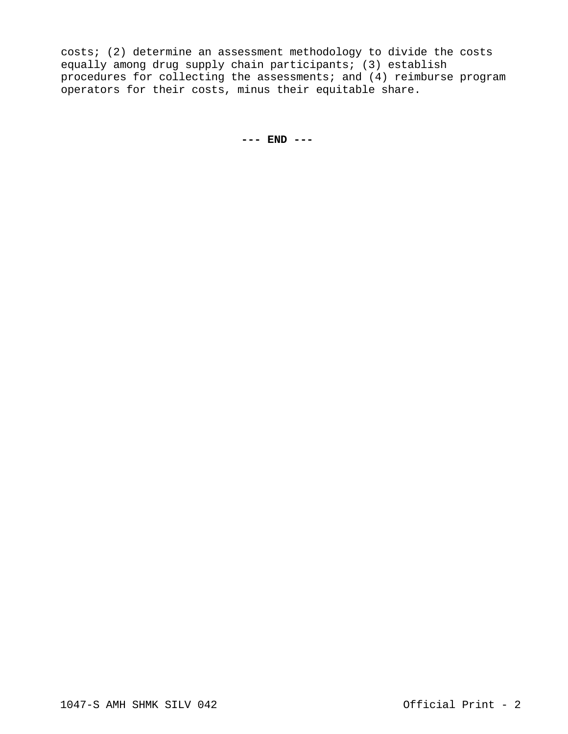costs; (2) determine an assessment methodology to divide the costs equally among drug supply chain participants; (3) establish procedures for collecting the assessments; and (4) reimburse program operators for their costs, minus their equitable share.

**--- END ---**